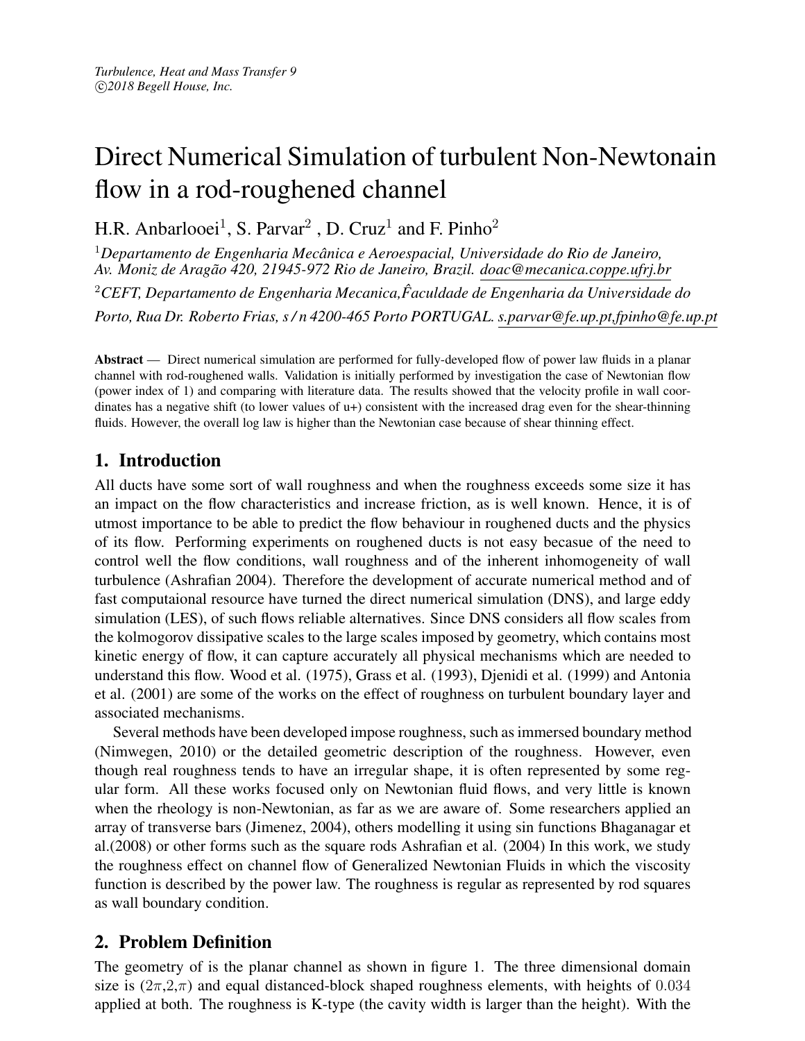# Direct Numerical Simulation of turbulent Non-Newtonain flow in a rod-roughened channel

H.R. Anbarlooei[1], S. Parvar[2] , D. Cruz[1] and F. Pinho[2]

[1]*Departamento de Engenharia Mecânica e Aeroespacial, Universidade do Rio de Janeiro, Av. Moniz de Aragão 420, 21945-972 Rio de Janeiro, Brazil.* doac@mecanica.coppe.ufrj.br

[2]*CEFT, Departamento de Engenharia Mecanica,F̂aculdade de Engenharia da Universidade do Porto, Rua Dr. Roberto Frias, s / n 4200-465 Porto PORTUGAL.* s.parvar@fe.up.pt,fpinho@fe.up.pt

**Abstract** — Direct numerical simulation are performed for fully-developed flow of power law fluids in a planar channel with rod-roughened walls. Validation is initially performed by investigation the case of Newtonian flow (power index of 1) and comparing with literature data. The results showed that the velocity profile in wall coordinates has a negative shift (to lower values of u+) consistent with the increased drag even for the shear-thinning fluids. However, the overall log law is higher than the Newtonian case because of shear thinning effect.

## 1. Introduction

All ducts have some sort of wall roughness and when the roughness exceeds some size it has an impact on the flow characteristics and increase friction, as is well known. Hence, it is of utmost importance to be able to predict the flow behaviour in roughened ducts and the physics of its flow. Performing experiments on roughened ducts is not easy becasue of the need to control well the flow conditions, wall roughness and of the inherent inhomogeneity of wall turbulence (Ashrafian 2004). Therefore the development of accurate numerical method and of fast computaional resource have turned the direct numerical simulation (DNS), and large eddy simulation (LES), of such flows reliable alternatives. Since DNS considers all flow scales from the kolmogorov dissipative scales to the large scales imposed by geometry, which contains most kinetic energy of flow, it can capture accurately all physical mechanisms which are needed to understand this flow. Wood et al. (1975), Grass et al. (1993), Djenidi et al. (1999) and Antonia et al. (2001) are some of the works on the effect of roughness on turbulent boundary layer and associated mechanisms.

Several methods have been developed impose roughness, such as immersed boundary method (Nimwegen, 2010) or the detailed geometric description of the roughness. However, even though real roughness tends to have an irregular shape, it is often represented by some regular form. All these works focused only on Newtonian fluid flows, and very little is known when the rheology is non-Newtonian, as far as we are aware of. Some researchers applied an array of transverse bars (Jimenez, 2004), others modelling it using sin functions Bhaganagar et al.(2008) or other forms such as the square rods Ashrafian et al. (2004) In this work, we study the roughness effect on channel flow of Generalized Newtonian Fluids in which the viscosity function is described by the power law. The roughness is regular as represented by rod squares as wall boundary condition.

## 2. Problem Definition

The geometry of is the planar channel as shown in figure 1. The three dimensional domain size is $(2\pi, 2, \pi)$ and equal distanced-block shaped roughness elements, with heights of $0.034$ applied at both. The roughness is K-type (the cavity width is larger than the height). With the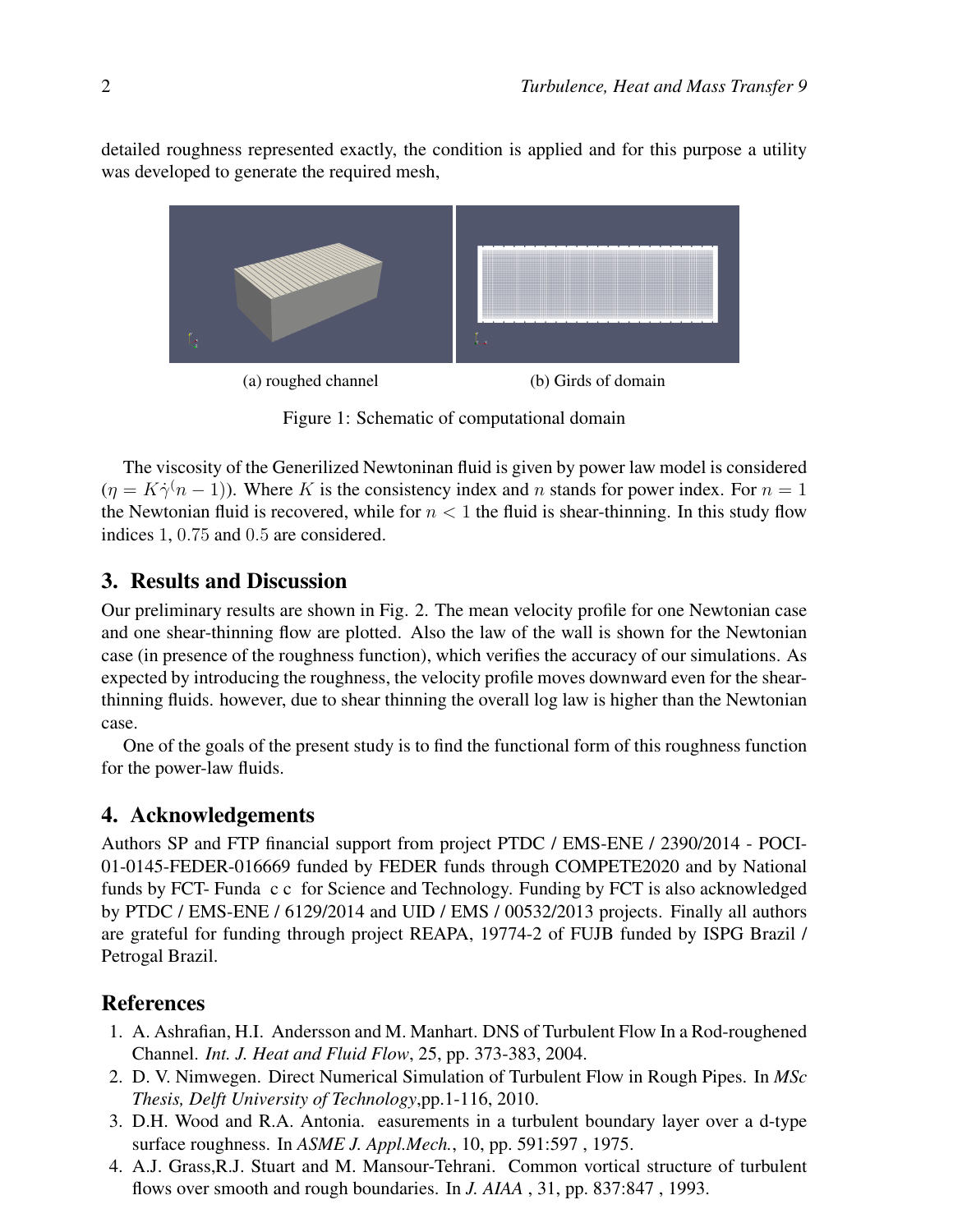detailed roughness represented exactly, the condition is applied and for this purpose a utility was developed to generate the required mesh,

(a) roughed channel

(b) Girds of domain

Figure 1: Schematic of computational domain

The viscosity of the Generilized Newtoninan fluid is given by power law model is considered ($\eta = K\dot{\gamma}^(n-1)$). Where $K$ is the consistency index and $n$ stands for power index. For $n = 1$ the Newtonian fluid is recovered, while for $n < 1$ the fluid is shear-thinning. In this study flow indices $1$, $0.75$ and $0.5$ are considered.

## 3. Results and Discussion

Our preliminary results are shown in Fig. 2. The mean velocity profile for one Newtonian case and one shear-thinning flow are plotted. Also the law of the wall is shown for the Newtonian case (in presence of the roughness function), which verifies the accuracy of our simulations. As expected by introducing the roughness, the velocity profile moves downward even for the shear-thinning fluids. however, due to shear thinning the overall log law is higher than the Newtonian case.

One of the goals of the present study is to find the functional form of this roughness function for the power-law fluids.

## 4. Acknowledgements

Authors SP and FTP financial support from project PTDC / EMS-ENE / 2390/2014 - POCI-01-0145-FEDER-016669 funded by FEDER funds through COMPETE2020 and by National funds by FCT- Funda c c for Science and Technology. Funding by FCT is also acknowledged by PTDC / EMS-ENE / 6129/2014 and UID / EMS / 00532/2013 projects. Finally all authors are grateful for funding through project REAPA, 19774-2 of FUJB funded by ISPG Brazil / Petrogal Brazil.

## References

1. A. Ashrafian, H.I. Andersson and M. Manhart. DNS of Turbulent Flow In a Rod-roughened Channel. *Int. J. Heat and Fluid Flow*, 25, pp. 373-383, 2004.
2. D. V. Nimwegen. Direct Numerical Simulation of Turbulent Flow in Rough Pipes. In *MSc Thesis, Delft University of Technology*,pp.1-116, 2010.
3. D.H. Wood and R.A. Antonia. easurements in a turbulent boundary layer over a d-type surface roughness. In *ASME J. Appl.Mech.*, 10, pp. 591:597 , 1975.
4. A.J. Grass,R.J. Stuart and M. Mansour-Tehrani. Common vortical structure of turbulent flows over smooth and rough boundaries. In *J. AIAA* , 31, pp. 837:847 , 1993.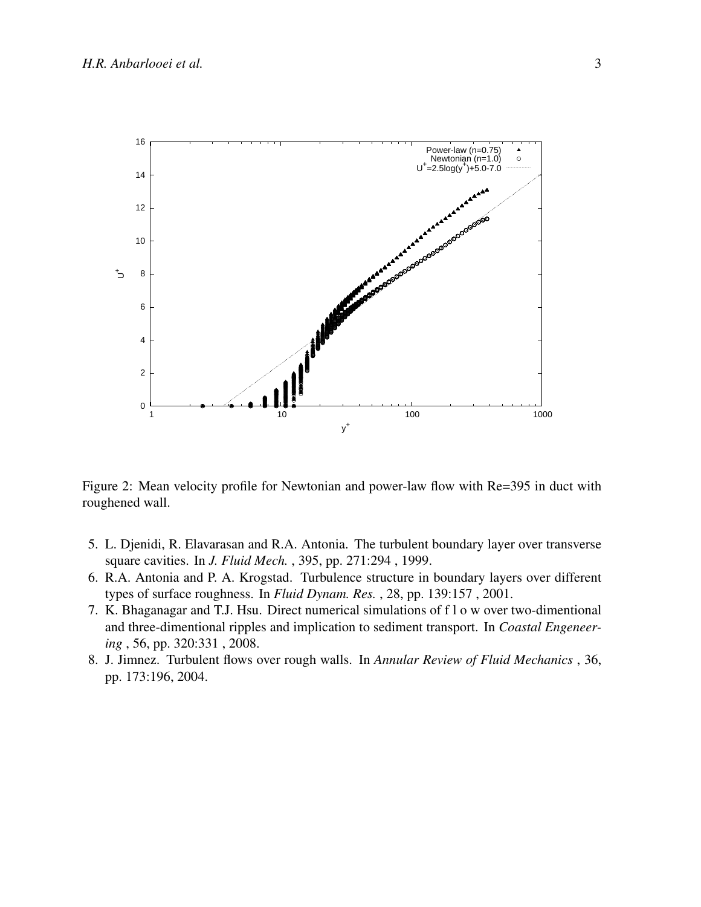16
14
12
10
8
6
4
2
0

$U^+$

1
10
100
1000

$y^+$

Power-law (n=0.75)
Newtonian (n=1.0)
$U^+$=2.5log($y^+$)+5.0-7.0

Figure 2: Mean velocity profile for Newtonian and power-law flow with Re=395 in duct with roughened wall.

5. L. Djenidi, R. Elavarasan and R.A. Antonia. The turbulent boundary layer over transverse square cavities. In *J. Fluid Mech.* , 395, pp. 271:294 , 1999.
6. R.A. Antonia and P. A. Krogstad. Turbulence structure in boundary layers over different types of surface roughness. In *Fluid Dynam. Res.* , 28, pp. 139:157 , 2001.
7. K. Bhaganagar and T.J. Hsu. Direct numerical simulations of f l o w over two-dimentional and three-dimentional ripples and implication to sediment transport. In *Coastal Engeneering* , 56, pp. 320:331 , 2008.
8. J. Jimnez. Turbulent flows over rough walls. In *Annular Review of Fluid Mechanics* , 36, pp. 173:196, 2004.